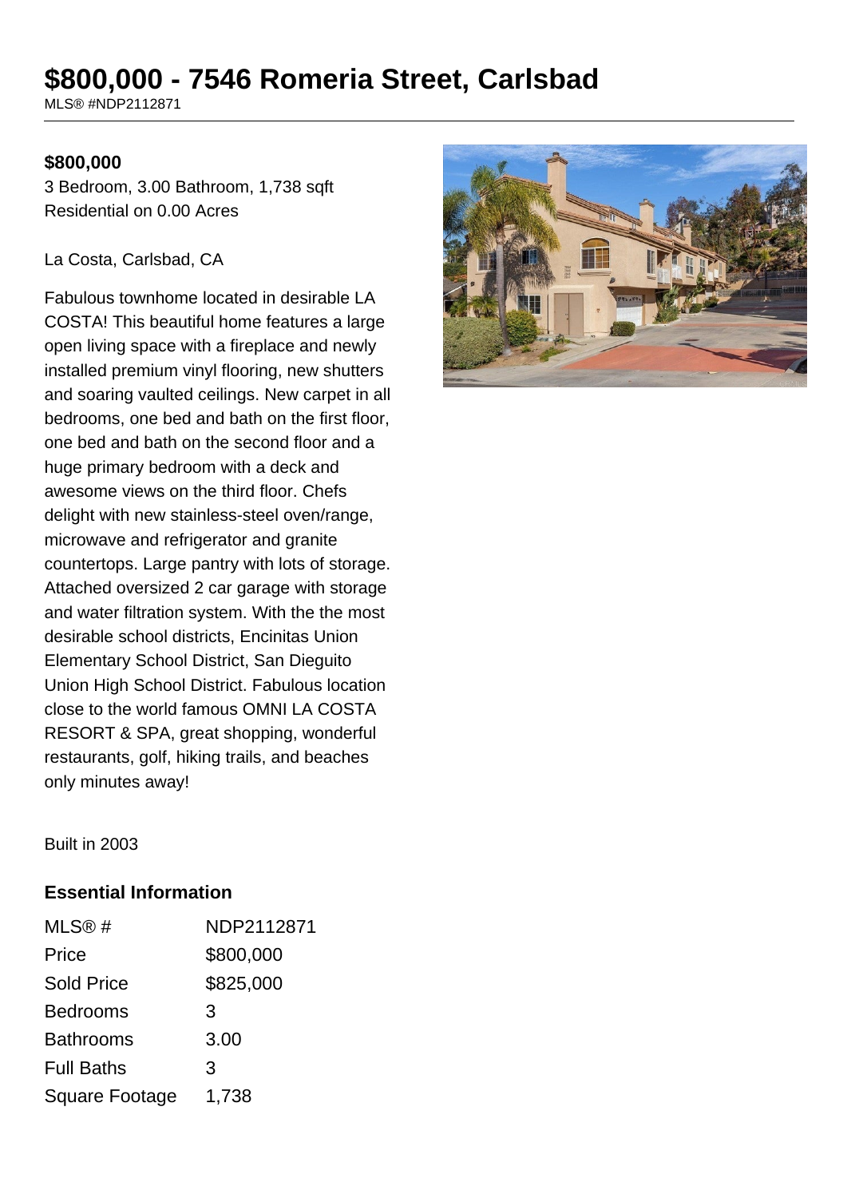# $800,000 - 7546 Romeria Street, Carlsbad

MLS® #NDP2112871

**$800,000**

3 Bedroom, 3.00 Bathroom, 1,738 sqft
Residential on 0.00 Acres

La Costa, Carlsbad, CA

Fabulous townhome located in desirable LA COSTA! This beautiful home features a large open living space with a fireplace and newly installed premium vinyl flooring, new shutters and soaring vaulted ceilings. New carpet in all bedrooms, one bed and bath on the first floor, one bed and bath on the second floor and a huge primary bedroom with a deck and awesome views on the third floor. Chefs delight with new stainless-steel oven/range, microwave and refrigerator and granite countertops. Large pantry with lots of storage. Attached oversized 2 car garage with storage and water filtration system. With the the most desirable school districts, Encinitas Union Elementary School District, San Dieguito Union High School District. Fabulous location close to the world famous OMNI LA COSTA RESORT & SPA, great shopping, wonderful restaurants, golf, hiking trails, and beaches only minutes away!

Built in 2003

## Essential Information

| | |
|---|---|
| MLS® # | NDP2112871 |
| Price | $800,000 |
| Sold Price | $825,000 |
| Bedrooms | 3 |
| Bathrooms | 3.00 |
| Full Baths | 3 |
| Square Footage | 1,738 |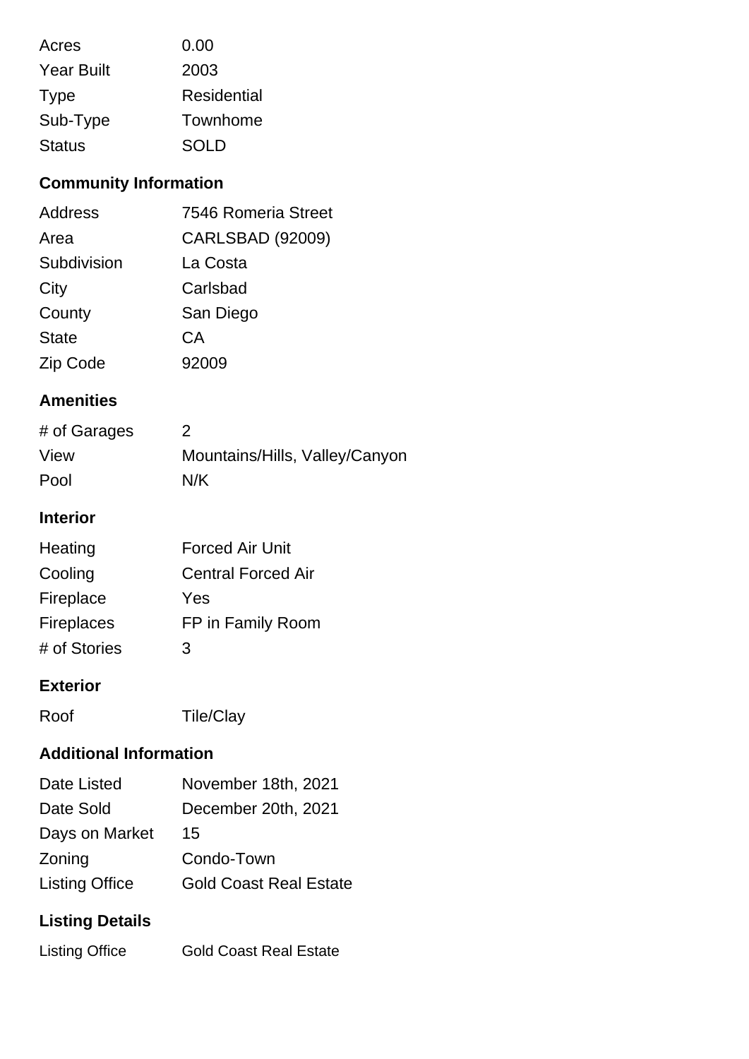| | |
|---|---|
| Acres | 0.00 |
| Year Built | 2003 |
| Type | Residential |
| Sub-Type | Townhome |
| Status | SOLD |

## Community Information

| | |
|---|---|
| Address | 7546 Romeria Street |
| Area | CARLSBAD (92009) |
| Subdivision | La Costa |
| City | Carlsbad |
| County | San Diego |
| State | CA |
| Zip Code | 92009 |

## Amenities

| | |
|---|---|
| # of Garages | 2 |
| View | Mountains/Hills, Valley/Canyon |
| Pool | N/K |

## Interior

| | |
|---|---|
| Heating | Forced Air Unit |
| Cooling | Central Forced Air |
| Fireplace | Yes |
| Fireplaces | FP in Family Room |
| # of Stories | 3 |

## Exterior

| | |
|---|---|
| Roof | Tile/Clay |

## Additional Information

| | |
|---|---|
| Date Listed | November 18th, 2021 |
| Date Sold | December 20th, 2021 |
| Days on Market | 15 |
| Zoning | Condo-Town |
| Listing Office | Gold Coast Real Estate |

## Listing Details

| | |
|---|---|
| Listing Office | Gold Coast Real Estate |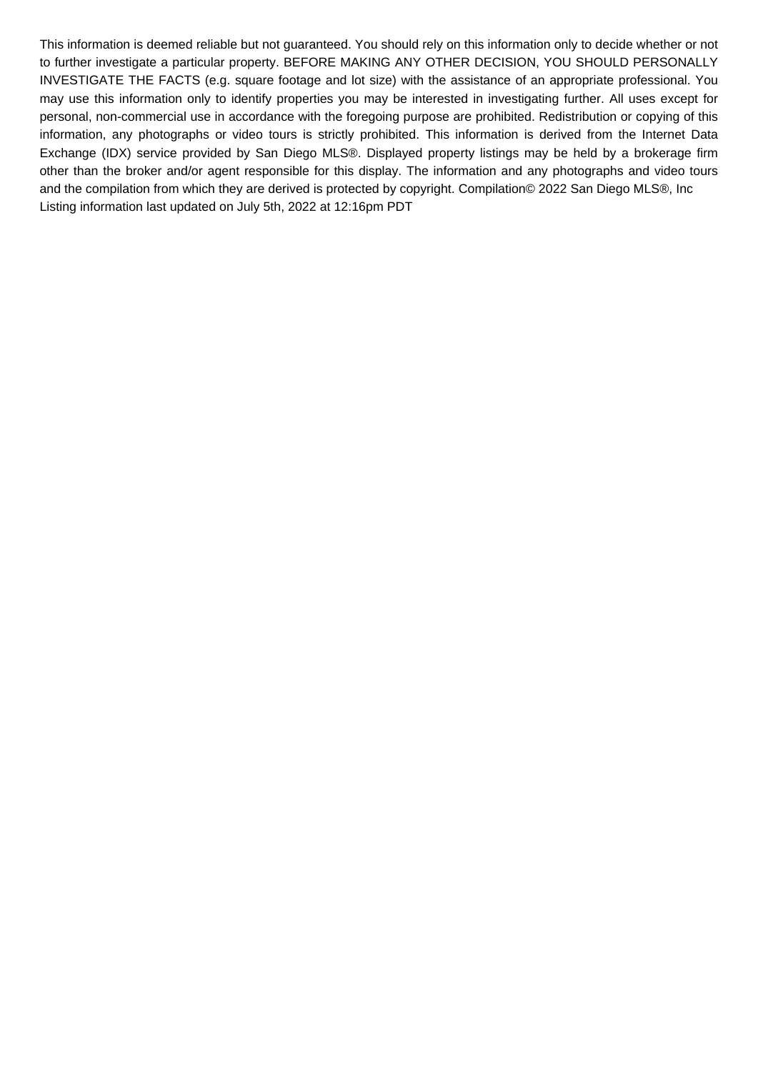This information is deemed reliable but not guaranteed. You should rely on this information only to decide whether or not to further investigate a particular property. BEFORE MAKING ANY OTHER DECISION, YOU SHOULD PERSONALLY INVESTIGATE THE FACTS (e.g. square footage and lot size) with the assistance of an appropriate professional. You may use this information only to identify properties you may be interested in investigating further. All uses except for personal, non-commercial use in accordance with the foregoing purpose are prohibited. Redistribution or copying of this information, any photographs or video tours is strictly prohibited. This information is derived from the Internet Data Exchange (IDX) service provided by San Diego MLS®. Displayed property listings may be held by a brokerage firm other than the broker and/or agent responsible for this display. The information and any photographs and video tours and the compilation from which they are derived is protected by copyright. Compilation© 2022 San Diego MLS®, Inc
Listing information last updated on July 5th, 2022 at 12:16pm PDT